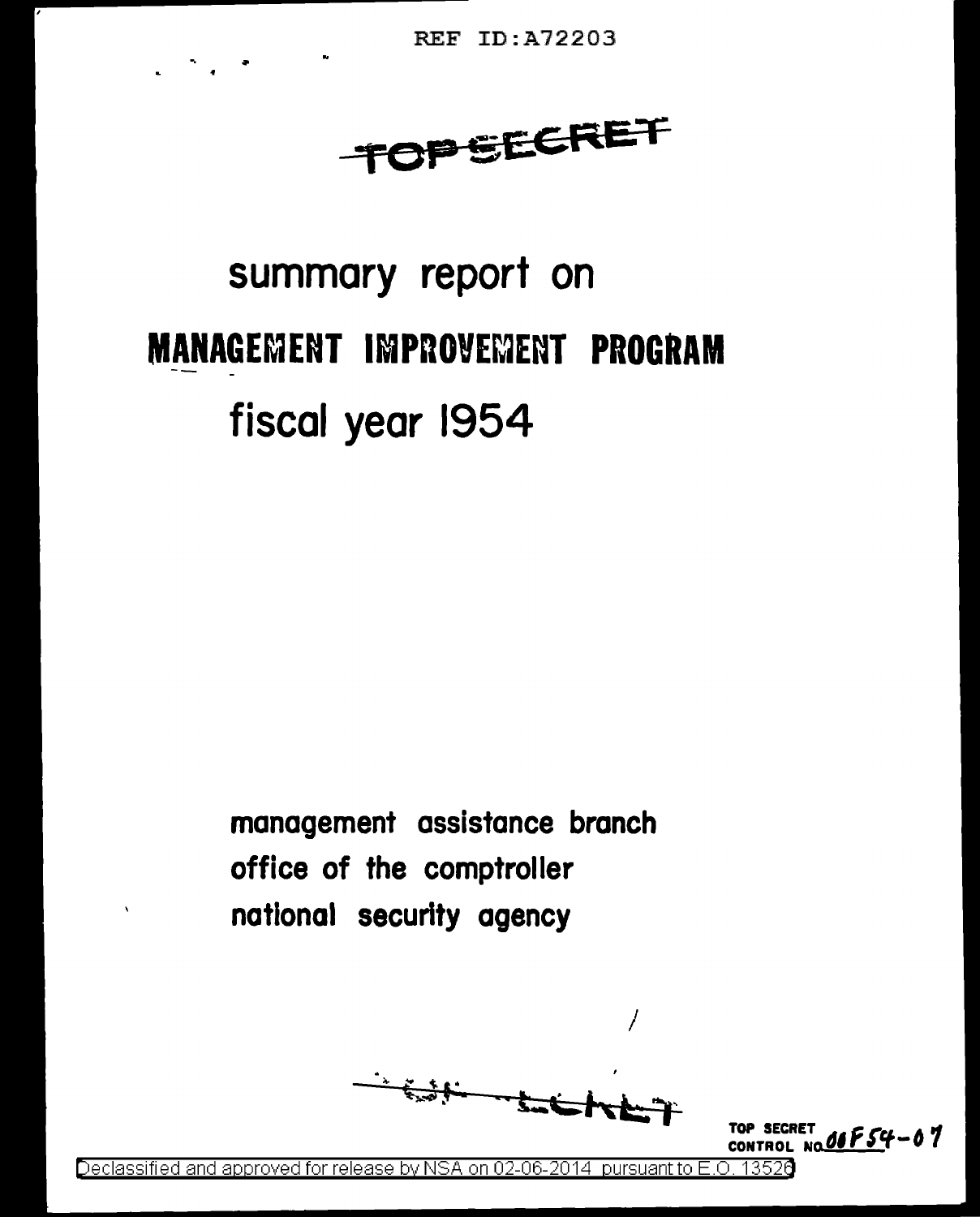REF ID:A72203

TOP SECRET

# summary report on

# MANAGEMENT IMPROVEMENT PROGRAM

# fiscal year 1954

management assistance branch
office of the comptroller
national security agency

TOP SECRET

TOP SECRET CONTROL NO. 00F54-07

Declassified and approved for release by NSA on 02-06-2014 pursuant to E.O. 13526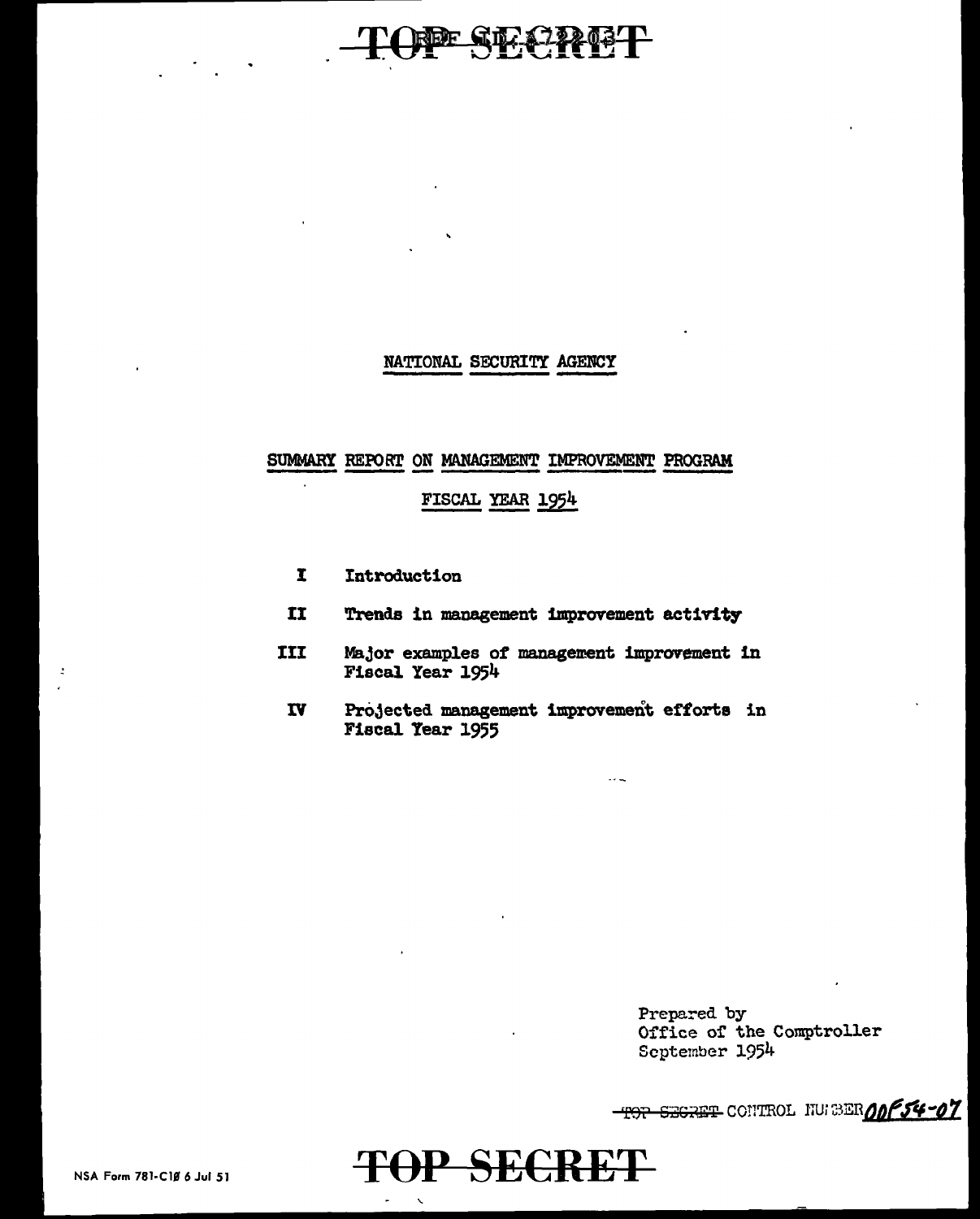# NATIONAL SECURITY AGENCY

## SUMMARY REPORT ON MANAGEMENT IMPROVEMENT PROGRAM

### FISCAL YEAR 1954

- I Introduction
- II Trends in management improvement activity
- III Major examples of management improvement in Fiscal Year 1954
- IV Projected management improvement efforts in Fiscal Year 1955

Prepared by
Office of the Comptroller
September 1954

~~TOP SECRET~~ CONTROL NUMBER 00F54-07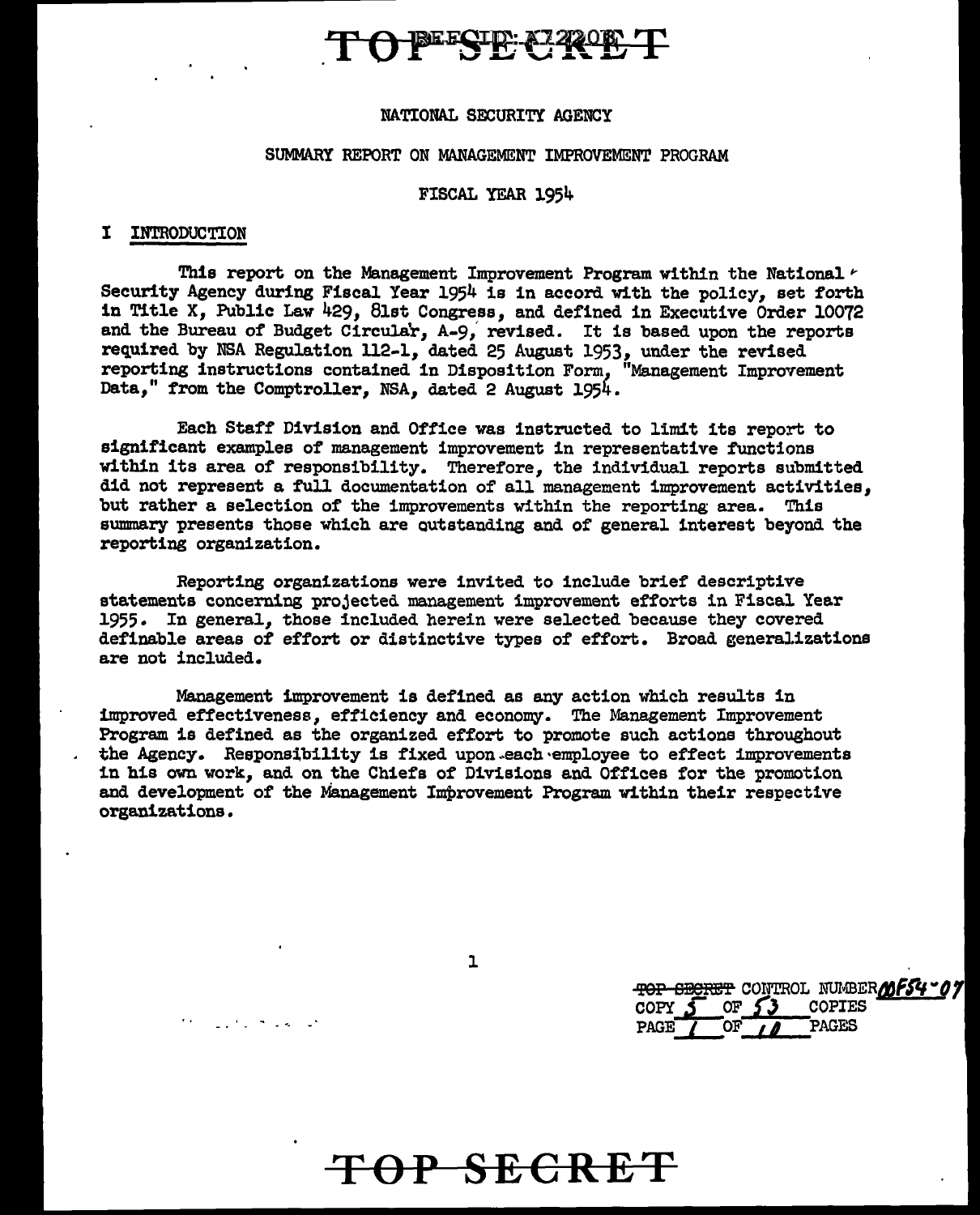TOP SECRET

NATIONAL SECURITY AGENCY

SUMMARY REPORT ON MANAGEMENT IMPROVEMENT PROGRAM

FISCAL YEAR 1954

## I INTRODUCTION

This report on the Management Improvement Program within the National Security Agency during Fiscal Year 1954 is in accord with the policy, set forth in Title X, Public Law 429, 81st Congress, and defined in Executive Order 10072 and the Bureau of Budget Circular, A-9, revised. It is based upon the reports required by NSA Regulation 112-1, dated 25 August 1953, under the revised reporting instructions contained in Disposition Form, "Management Improvement Data," from the Comptroller, NSA, dated 2 August 1954.

Each Staff Division and Office was instructed to limit its report to significant examples of management improvement in representative functions within its area of responsibility. Therefore, the individual reports submitted did not represent a full documentation of all management improvement activities, but rather a selection of the improvements within the reporting area. This summary presents those which are outstanding and of general interest beyond the reporting organization.

Reporting organizations were invited to include brief descriptive statements concerning projected management improvement efforts in Fiscal Year 1955. In general, those included herein were selected because they covered definable areas of effort or distinctive types of effort. Broad generalizations are not included.

Management improvement is defined as any action which results in improved effectiveness, efficiency and economy. The Management Improvement Program is defined as the organized effort to promote such actions throughout the Agency. Responsibility is fixed upon each employee to effect improvements in his own work, and on the Chiefs of Divisions and Offices for the promotion and development of the Management Improvement Program within their respective organizations.

TOP SECRET CONTROL NUMBER 00F54-07
COPY 5 OF 53 COPIES
PAGE 1 OF 10 PAGES

TOP SECRET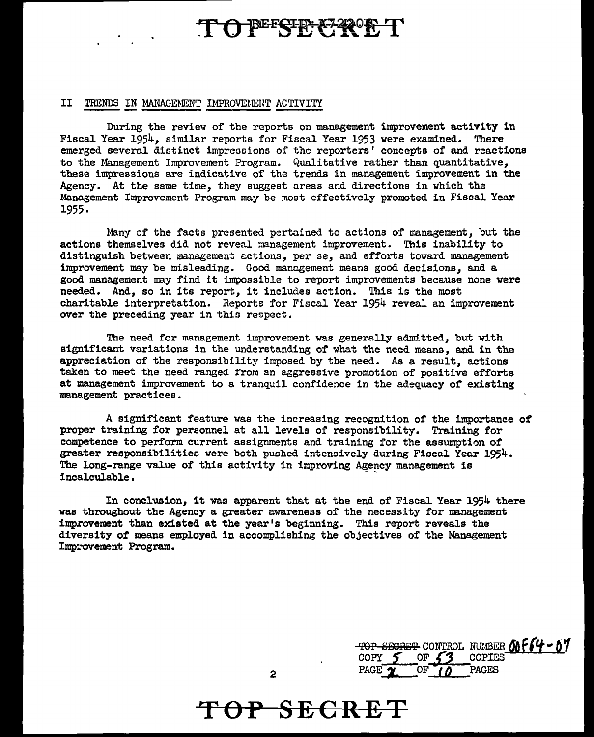## II TRENDS IN MANAGEMENT IMPROVEMENT ACTIVITY

During the review of the reports on management improvement activity in Fiscal Year 1954, similar reports for Fiscal Year 1953 were examined. There emerged several distinct impressions of the reporters' concepts of and reactions to the Management Improvement Program. Qualitative rather than quantitative, these impressions are indicative of the trends in management improvement in the Agency. At the same time, they suggest areas and directions in which the Management Improvement Program may be most effectively promoted in Fiscal Year 1955.

Many of the facts presented pertained to actions of management, but the actions themselves did not reveal management improvement. This inability to distinguish between management actions, per se, and efforts toward management improvement may be misleading. Good management means good decisions, and a good management may find it impossible to report improvements because none were needed. And, so in its report, it includes action. This is the most charitable interpretation. Reports for Fiscal Year 1954 reveal an improvement over the preceding year in this respect.

The need for management improvement was generally admitted, but with significant variations in the understanding of what the need means, and in the appreciation of the responsibility imposed by the need. As a result, actions taken to meet the need ranged from an aggressive promotion of positive efforts at management improvement to a tranquil confidence in the adequacy of existing management practices.

A significant feature was the increasing recognition of the importance of proper training for personnel at all levels of responsibility. Training for competence to perform current assignments and training for the assumption of greater responsibilities were both pushed intensively during Fiscal Year 1954. The long-range value of this activity in improving Agency management is incalculable.

In conclusion, it was apparent that at the end of Fiscal Year 1954 there was throughout the Agency a greater awareness of the necessity for management improvement than existed at the year's beginning. This report reveals the diversity of means employed in accomplishing the objectives of the Management Improvement Program.

TOP SECRET CONTROL NUMBER 00F64-07
COPY 5 OF 53 COPIES
PAGE 2 OF 10 PAGES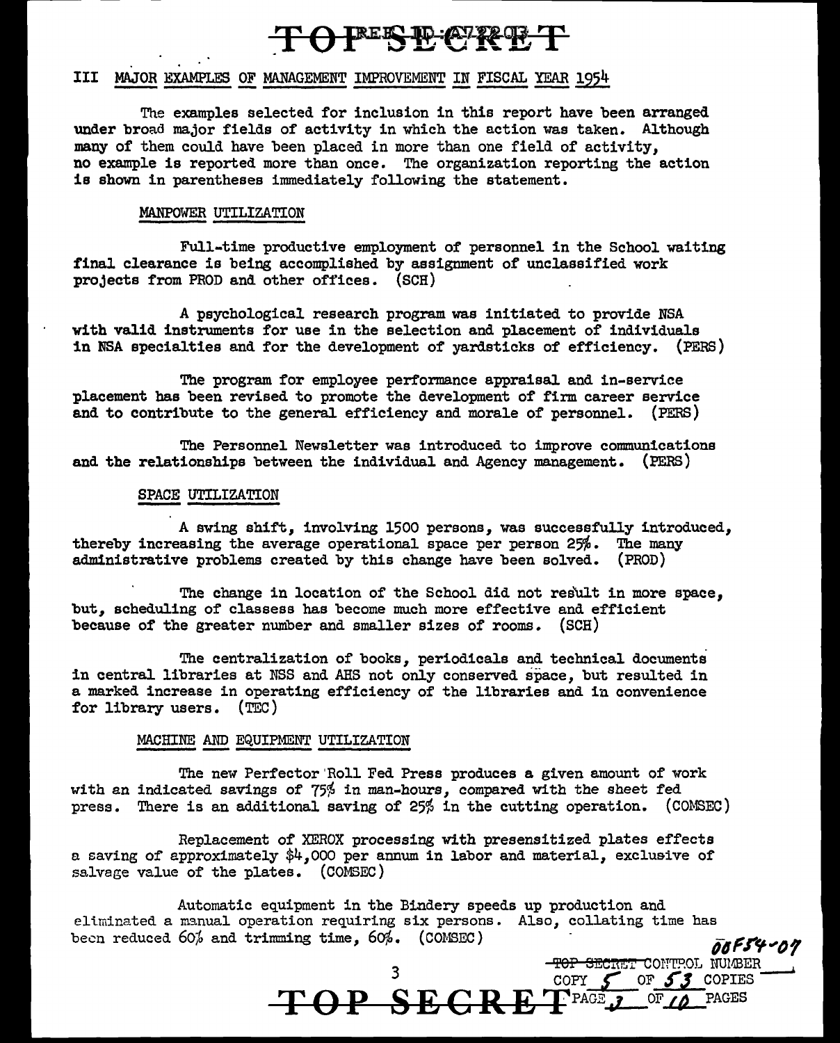## III MAJOR EXAMPLES OF MANAGEMENT IMPROVEMENT IN FISCAL YEAR 1954

The examples selected for inclusion in this report have been arranged under broad major fields of activity in which the action was taken. Although many of them could have been placed in more than one field of activity, no example is reported more than once. The organization reporting the action is shown in parentheses immediately following the statement.

### MANPOWER UTILIZATION

Full-time productive employment of personnel in the School waiting final clearance is being accomplished by assignment of unclassified work projects from PROD and other offices. (SCH)

A psychological research program was initiated to provide NSA with valid instruments for use in the selection and placement of individuals in NSA specialties and for the development of yardsticks of efficiency. (PERS)

The program for employee performance appraisal and in-service placement has been revised to promote the development of firm career service and to contribute to the general efficiency and morale of personnel. (PERS)

The Personnel Newsletter was introduced to improve communications and the relationships between the individual and Agency management. (PERS)

### SPACE UTILIZATION

A swing shift, involving 1500 persons, was successfully introduced, thereby increasing the average operational space per person 25%. The many administrative problems created by this change have been solved. (PROD)

The change in location of the School did not result in more space, but, scheduling of classess has become much more effective and efficient because of the greater number and smaller sizes of rooms. (SCH)

The centralization of books, periodicals and technical documents in central libraries at NSS and AHS not only conserved space, but resulted in a marked increase in operating efficiency of the libraries and in convenience for library users. (TEC)

### MACHINE AND EQUIPMENT UTILIZATION

The new Perfector Roll Fed Press produces a given amount of work with an indicated savings of 75% in man-hours, compared with the sheet fed press. There is an additional saving of 25% in the cutting operation. (COMSEC)

Replacement of XEROX processing with presensitized plates effects a saving of approximately $4,000 per annum in labor and material, exclusive of salvage value of the plates. (COMSEC)

Automatic equipment in the Bindery speeds up production and eliminated a manual operation requiring six persons. Also, collating time has been reduced 60% and trimming time, 60%. (COMSEC)

00F54-07

TOP SECRET CONTROL NUMBER
COPY 5 OF 53 COPIES
PAGE 3 OF 10 PAGES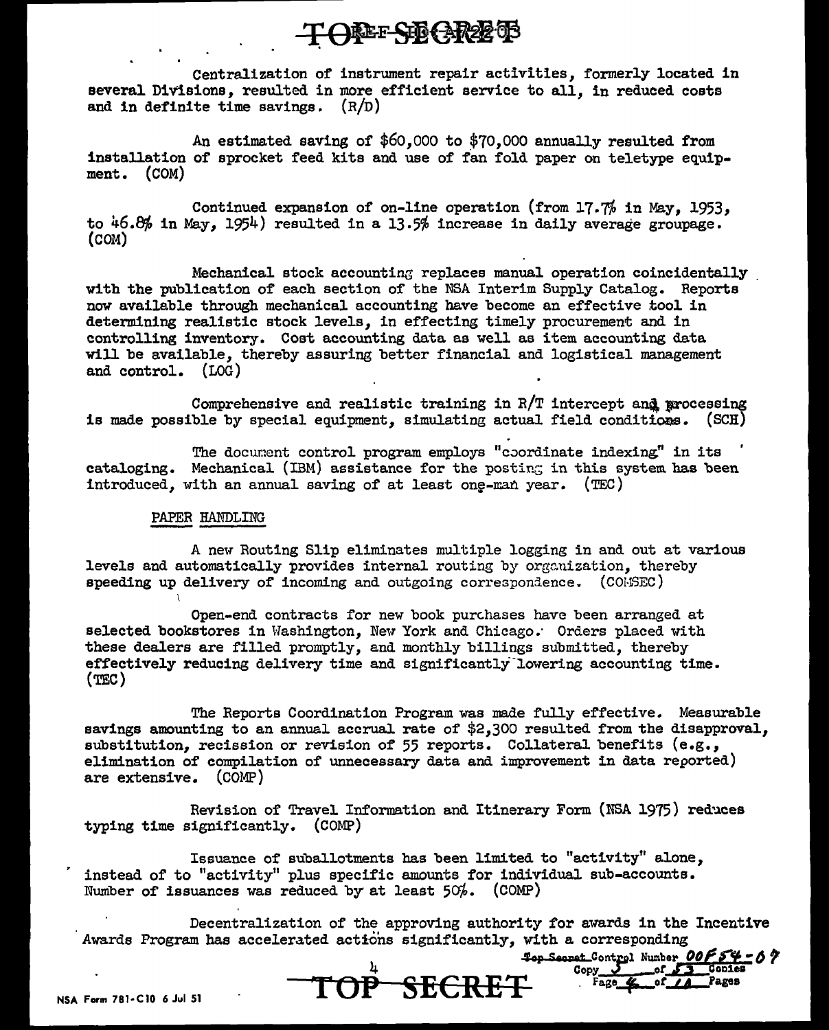Centralization of instrument repair activities, formerly located in several Divisions, resulted in more efficient service to all, in reduced costs and in definite time savings. (R/D)

An estimated saving of $60,000 to $70,000 annually resulted from installation of sprocket feed kits and use of fan fold paper on teletype equipment. (COM)

Continued expansion of on-line operation (from 17.7% in May, 1953, to 46.8% in May, 1954) resulted in a 13.5% increase in daily average groupage. (COM)

Mechanical stock accounting replaces manual operation coincidentally with the publication of each section of the NSA Interim Supply Catalog. Reports now available through mechanical accounting have become an effective tool in determining realistic stock levels, in effecting timely procurement and in controlling inventory. Cost accounting data as well as item accounting data will be available, thereby assuring better financial and logistical management and control. (LOG)

Comprehensive and realistic training in R/T intercept and processing is made possible by special equipment, simulating actual field conditions. (SCH)

The document control program employs "coordinate indexing" in its cataloging. Mechanical (IBM) assistance for the posting in this system has been introduced, with an annual saving of at least one-man year. (TEC)

PAPER HANDLING

A new Routing Slip eliminates multiple logging in and out at various levels and automatically provides internal routing by organization, thereby speeding up delivery of incoming and outgoing correspondence. (COMSEC)

Open-end contracts for new book purchases have been arranged at selected bookstores in Washington, New York and Chicago. Orders placed with these dealers are filled promptly, and monthly billings submitted, thereby effectively reducing delivery time and significantly lowering accounting time. (TEC)

The Reports Coordination Program was made fully effective. Measurable savings amounting to an annual accrual rate of $2,300 resulted from the disapproval, substitution, recission or revision of 55 reports. Collateral benefits (e.g., elimination of compilation of unnecessary data and improvement in data reported) are extensive. (COMP)

Revision of Travel Information and Itinerary Form (NSA 1975) reduces typing time significantly. (COMP)

Issuance of suballotments has been limited to "activity" alone, instead of to "activity" plus specific amounts for individual sub-accounts. Number of issuances was reduced by at least 50%. (COMP)

Decentralization of the approving authority for awards in the Incentive Awards Program has accelerated actions significantly, with a corresponding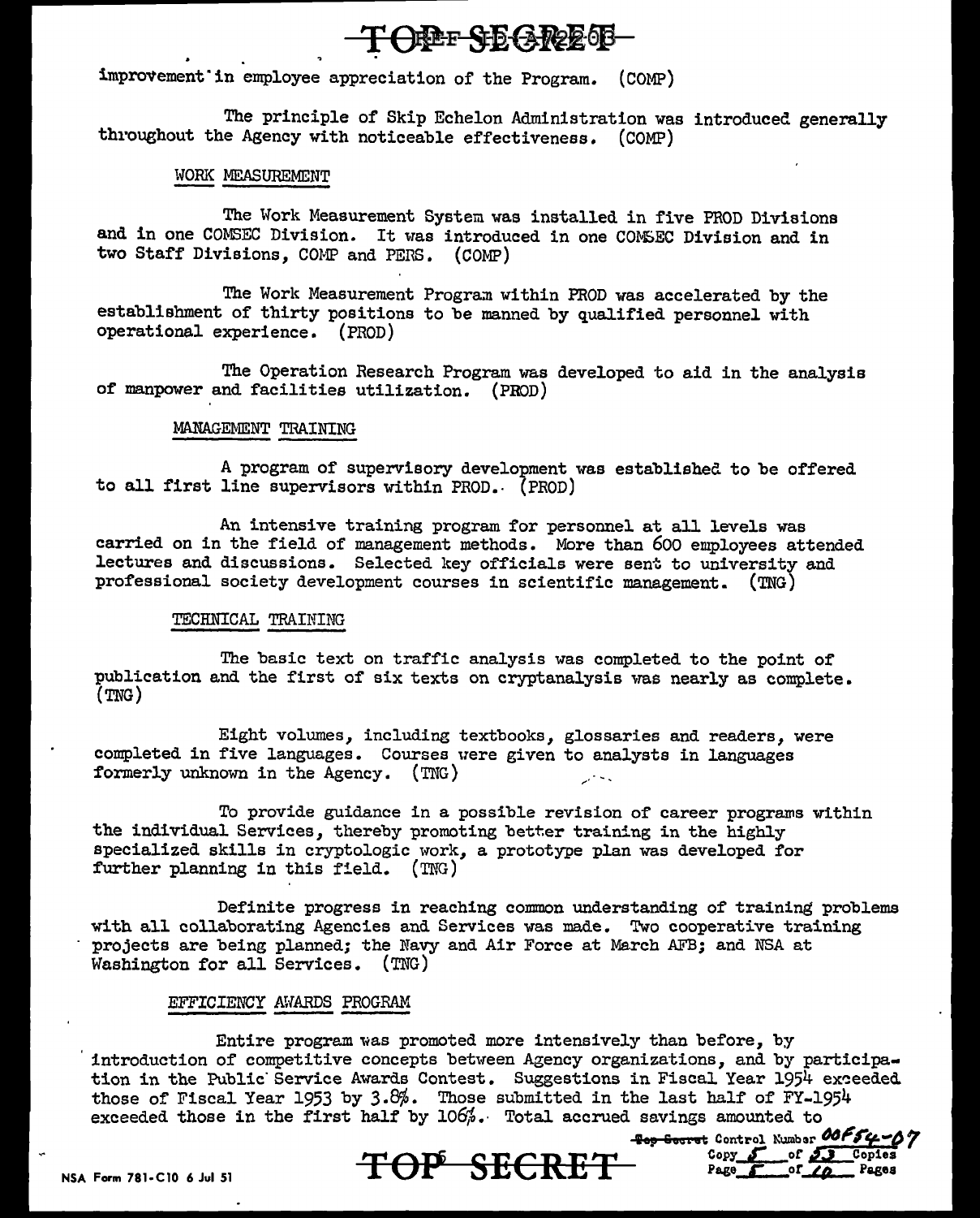improvement in employee appreciation of the Program. (COMP)

The principle of Skip Echelon Administration was introduced generally throughout the Agency with noticeable effectiveness. (COMP)

WORK MEASUREMENT

The Work Measurement System was installed in five PROD Divisions and in one COMSEC Division. It was introduced in one COMSEC Division and in two Staff Divisions, COMP and PERS. (COMP)

The Work Measurement Program within PROD was accelerated by the establishment of thirty positions to be manned by qualified personnel with operational experience. (PROD)

The Operation Research Program was developed to aid in the analysis of manpower and facilities utilization. (PROD)

MANAGEMENT TRAINING

A program of supervisory development was established to be offered to all first line supervisors within PROD. (PROD)

An intensive training program for personnel at all levels was carried on in the field of management methods. More than 600 employees attended lectures and discussions. Selected key officials were sent to university and professional society development courses in scientific management. (TNG)

TECHNICAL TRAINING

The basic text on traffic analysis was completed to the point of publication and the first of six texts on cryptanalysis was nearly as complete. (TNG)

Eight volumes, including textbooks, glossaries and readers, were completed in five languages. Courses were given to analysts in languages formerly unknown in the Agency. (TNG)

To provide guidance in a possible revision of career programs within the individual Services, thereby promoting better training in the highly specialized skills in cryptologic work, a prototype plan was developed for further planning in this field. (TNG)

Definite progress in reaching common understanding of training problems with all collaborating Agencies and Services was made. Two cooperative training projects are being planned; the Navy and Air Force at March AFB; and NSA at Washington for all Services. (TNG)

EFFICIENCY AWARDS PROGRAM

Entire program was promoted more intensively than before, by introduction of competitive concepts between Agency organizations, and by participation in the Public Service Awards Contest. Suggestions in Fiscal Year 1954 exceeded those of Fiscal Year 1953 by 3.8%. Those submitted in the last half of FY-1954 exceeded those in the first half by 106%. Total accrued savings amounted to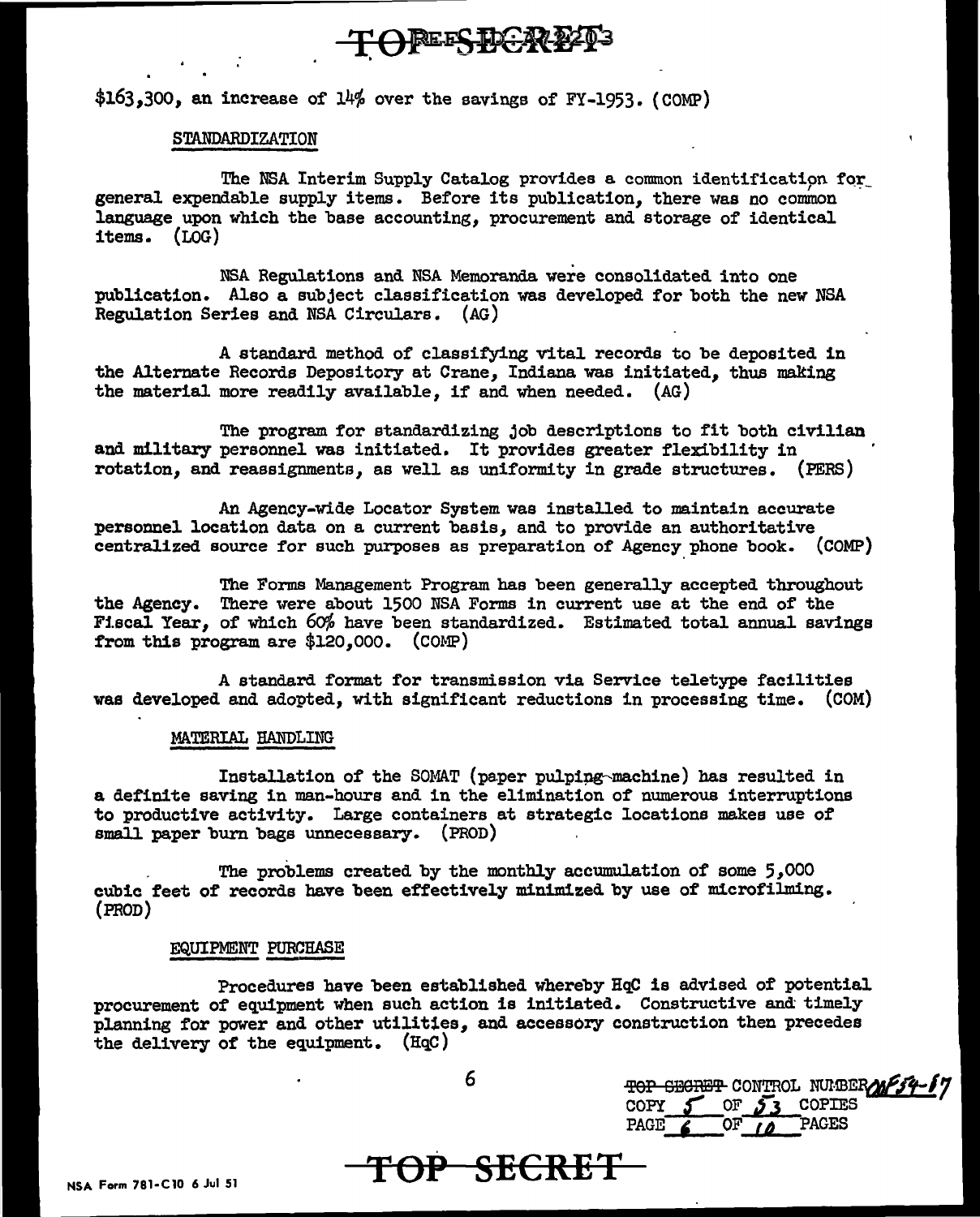$163,300, an increase of 14% over the savings of FY-1953. (COMP)

STANDARDIZATION

The NSA Interim Supply Catalog provides a common identification for general expendable supply items. Before its publication, there was no common language upon which the base accounting, procurement and storage of identical items. (LOG)

NSA Regulations and NSA Memoranda were consolidated into one publication. Also a subject classification was developed for both the new NSA Regulation Series and NSA Circulars. (AG)

A standard method of classifying vital records to be deposited in the Alternate Records Depository at Crane, Indiana was initiated, thus making the material more readily available, if and when needed. (AG)

The program for standardizing job descriptions to fit both civilian and military personnel was initiated. It provides greater flexibility in rotation, and reassignments, as well as uniformity in grade structures. (PERS)

An Agency-wide Locator System was installed to maintain accurate personnel location data on a current basis, and to provide an authoritative centralized source for such purposes as preparation of Agency phone book. (COMP)

The Forms Management Program has been generally accepted throughout the Agency. There were about 1500 NSA Forms in current use at the end of the Fiscal Year, of which 60% have been standardized. Estimated total annual savings from this program are $120,000. (COMP)

A standard format for transmission via Service teletype facilities was developed and adopted, with significant reductions in processing time. (COM)

MATERIAL HANDLING

Installation of the SOMAT (paper pulping machine) has resulted in a definite saving in man-hours and in the elimination of numerous interruptions to productive activity. Large containers at strategic locations makes use of small paper burn bags unnecessary. (PROD)

The problems created by the monthly accumulation of some 5,000 cubic feet of records have been effectively minimized by use of microfilming. (PROD)

EQUIPMENT PURCHASE

Procedures have been established whereby HqC is advised of potential procurement of equipment when such action is initiated. Constructive and timely planning for power and other utilities, and accessory construction then precedes the delivery of the equipment. (HqC)

TOP SECRET CONTROL NUMBER 54-17
COPY 5 OF 53 COPIES
PAGE 6 OF 10 PAGES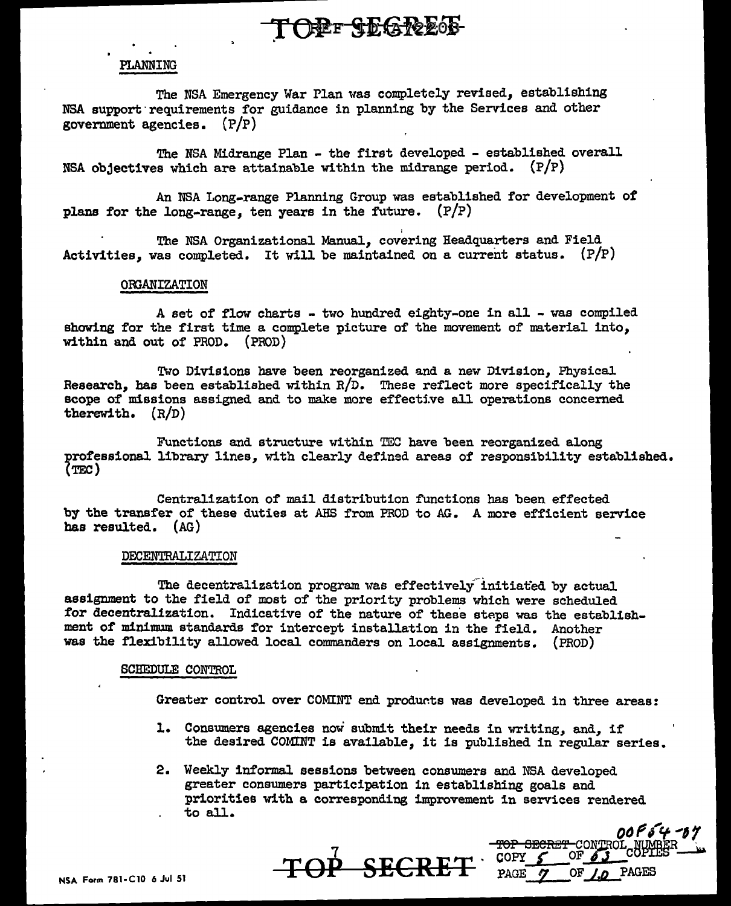## PLANNING

The NSA Emergency War Plan was completely revised, establishing NSA support requirements for guidance in planning by the Services and other government agencies. (P/P)

The NSA Midrange Plan - the first developed - established overall NSA objectives which are attainable within the midrange period. (P/P)

An NSA Long-range Planning Group was established for development of plans for the long-range, ten years in the future. (P/P)

The NSA Organizational Manual, covering Headquarters and Field Activities, was completed. It will be maintained on a current status. (P/P)

## ORGANIZATION

A set of flow charts - two hundred eighty-one in all - was compiled showing for the first time a complete picture of the movement of material into, within and out of PROD. (PROD)

Two Divisions have been reorganized and a new Division, Physical Research, has been established within R/D. These reflect more specifically the scope of missions assigned and to make more effective all operations concerned therewith. (R/D)

Functions and structure within TEC have been reorganized along professional library lines, with clearly defined areas of responsibility established. (TEC)

Centralization of mail distribution functions has been effected by the transfer of these duties at AHS from PROD to AG. A more efficient service has resulted. (AG)

## DECENTRALIZATION

The decentralization program was effectively initiated by actual assignment to the field of most of the priority problems which were scheduled for decentralization. Indicative of the nature of these steps was the establishment of minimum standards for intercept installation in the field. Another was the flexibility allowed local commanders on local assignments. (PROD)

## SCHEDULE CONTROL

Greater control over COMINT end products was developed in three areas:

1. Consumers agencies now submit their needs in writing, and, if the desired COMINT is available, it is published in regular series.

2. Weekly informal sessions between consumers and NSA developed greater consumers participation in establishing goals and priorities with a corresponding improvement in services rendered to all.

00F54-07
TOP SECRET CONTROL NUMBER
COPY 5 OF 63 COPIES
PAGE 7 OF 10 PAGES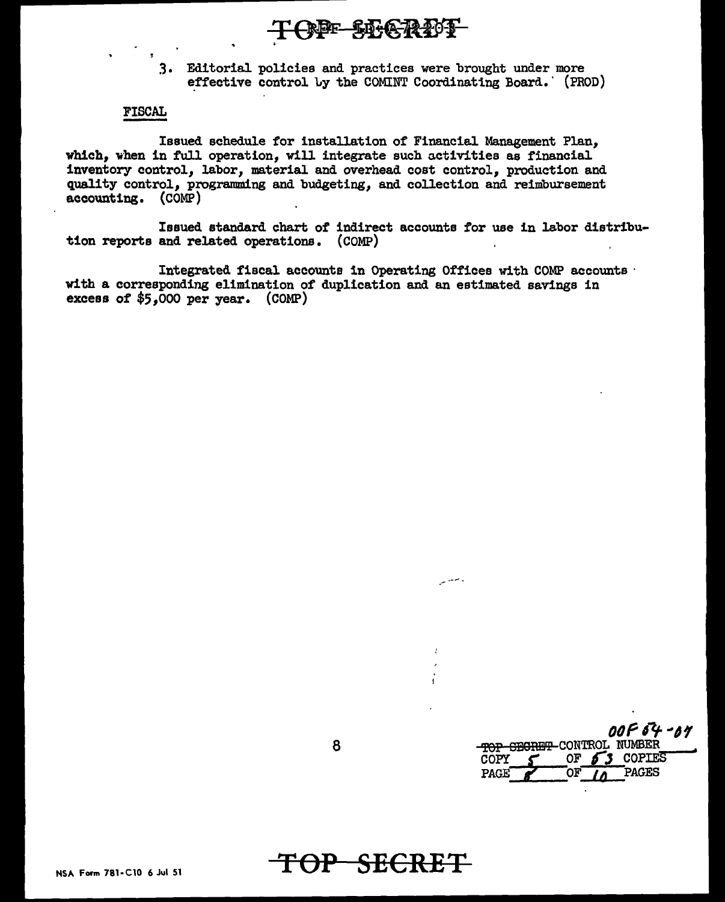3. Editorial policies and practices were brought under more effective control by the COMINT Coordinating Board. (PROD)

FISCAL

Issued schedule for installation of Financial Management Plan, which, when in full operation, will integrate such activities as financial inventory control, labor, material and overhead cost control, production and quality control, programming and budgeting, and collection and reimbursement accounting. (COMP)

Issued standard chart of indirect accounts for use in labor distribution reports and related operations. (COMP)

Integrated fiscal accounts in Operating Offices with COMP accounts with a corresponding elimination of duplication and an estimated savings in excess of $5,000 per year. (COMP)

00F 64-07
~~TOP SECRET~~ CONTROL NUMBER
COPY 5 OF 63 COPIES
PAGE 8 OF 10 PAGES

NSA Form 781-C10 6 Jul 51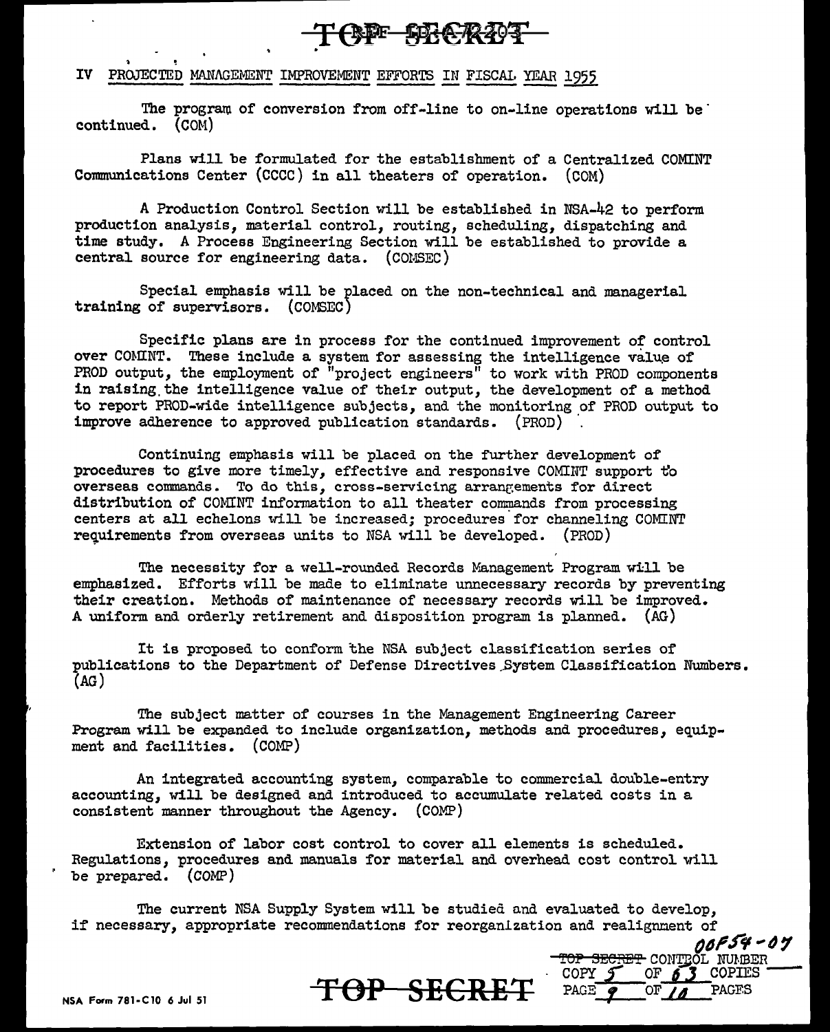## IV PROJECTED MANAGEMENT IMPROVEMENT EFFORTS IN FISCAL YEAR 1955

The program of conversion from off-line to on-line operations will be continued. (COM)

Plans will be formulated for the establishment of a Centralized COMINT Communications Center (CCCC) in all theaters of operation. (COM)

A Production Control Section will be established in NSA-42 to perform production analysis, material control, routing, scheduling, dispatching and time study. A Process Engineering Section will be established to provide a central source for engineering data. (COMSEC)

Special emphasis will be placed on the non-technical and managerial training of supervisors. (COMSEC)

Specific plans are in process for the continued improvement of control over COMINT. These include a system for assessing the intelligence value of PROD output, the employment of "project engineers" to work with PROD components in raising the intelligence value of their output, the development of a method to report PROD-wide intelligence subjects, and the monitoring of PROD output to improve adherence to approved publication standards. (PROD)

Continuing emphasis will be placed on the further development of procedures to give more timely, effective and responsive COMINT support to overseas commands. To do this, cross-servicing arrangements for direct distribution of COMINT information to all theater commands from processing centers at all echelons will be increased; procedures for channeling COMINT requirements from overseas units to NSA will be developed. (PROD)

The necessity for a well-rounded Records Management Program will be emphasized. Efforts will be made to eliminate unnecessary records by preventing their creation. Methods of maintenance of necessary records will be improved. A uniform and orderly retirement and disposition program is planned. (AG)

It is proposed to conform the NSA subject classification series of publications to the Department of Defense Directives System Classification Numbers. (AG)

The subject matter of courses in the Management Engineering Career Program will be expanded to include organization, methods and procedures, equipment and facilities. (COMP)

An integrated accounting system, comparable to commercial double-entry accounting, will be designed and introduced to accumulate related costs in a consistent manner throughout the Agency. (COMP)

Extension of labor cost control to cover all elements is scheduled. Regulations, procedures and manuals for material and overhead cost control will be prepared. (COMP)

The current NSA Supply System will be studied and evaluated to develop, if necessary, appropriate recommendations for reorganization and realignment of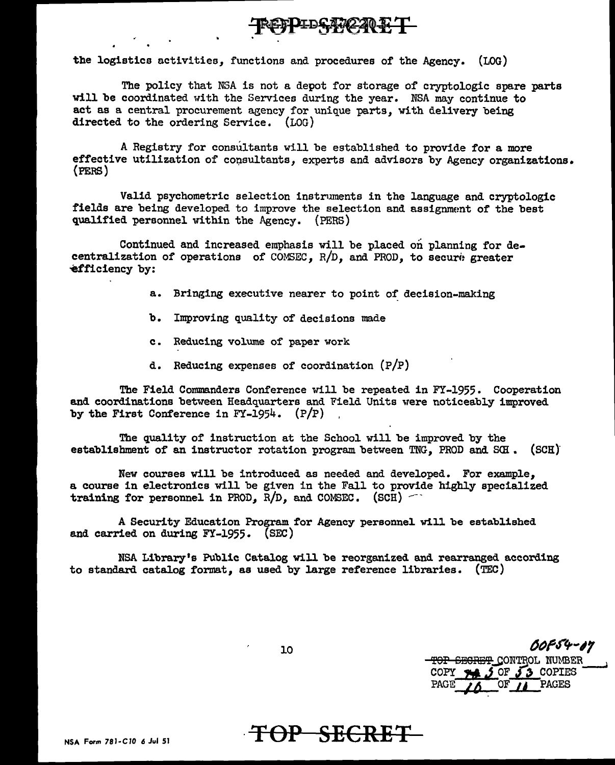the logistics activities, functions and procedures of the Agency. (LOG)

The policy that NSA is not a depot for storage of cryptologic spare parts will be coordinated with the Services during the year. NSA may continue to act as a central procurement agency for unique parts, with delivery being directed to the ordering Service. (LOG)

A Registry for consultants will be established to provide for a more effective utilization of consultants, experts and advisors by Agency organizations. (PERS)

Valid psychometric selection instruments in the language and cryptologic fields are being developed to improve the selection and assignment of the best qualified personnel within the Agency. (PERS)

Continued and increased emphasis will be placed on planning for decentralization of operations of COMSEC, R/D, and PROD, to secure greater efficiency by:

a. Bringing executive nearer to point of decision-making

b. Improving quality of decisions made

c. Reducing volume of paper work

d. Reducing expenses of coordination (P/P)

The Field Commanders Conference will be repeated in FY-1955. Cooperation and coordinations between Headquarters and Field Units were noticeably improved by the First Conference in FY-1954. (P/P)

The quality of instruction at the School will be improved by the establishment of an instructor rotation program between TNG, PROD and SCH. (SCH)

New courses will be introduced as needed and developed. For example, a course in electronics will be given in the Fall to provide highly specialized training for personnel in PROD, R/D, and COMSEC. (SCH)

A Security Education Program for Agency personnel will be established and carried on during FY-1955. (SEC)

NSA Library's Public Catalog will be reorganized and rearranged according to standard catalog format, as used by large reference libraries. (TEC)

00F54-07
~~TOP SECRET~~ CONTROL NUMBER
COPY 5 OF 53 COPIES
PAGE 10 OF 11 PAGES